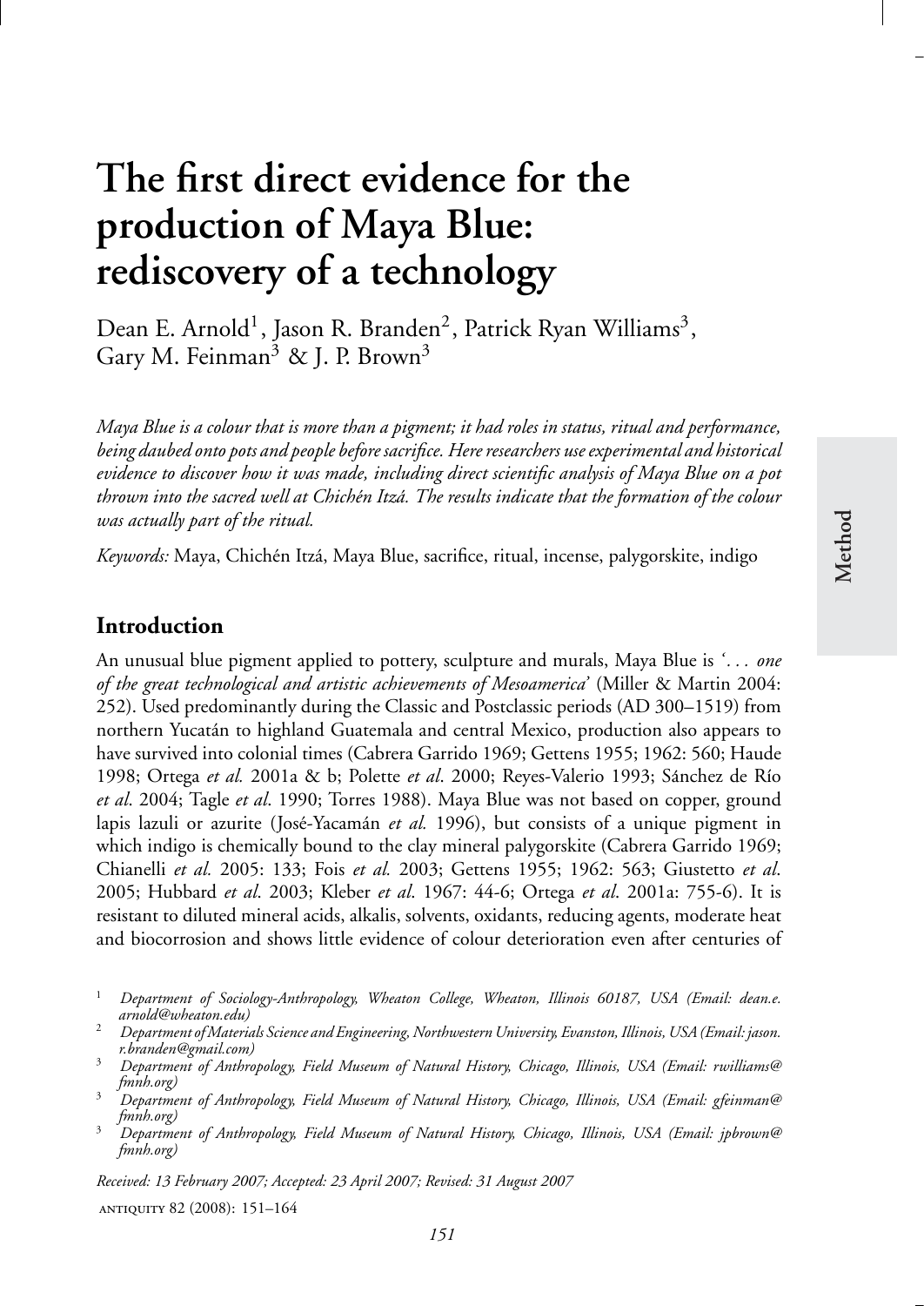# The first direct evidence for the production of Maya Blue: rediscovery of a technology

Dean E. Arnold[1], Jason R. Branden[2], Patrick Ryan Williams[3], Gary M. Feinman[3] & J. P. Brown[3]

*Maya Blue is a colour that is more than a pigment; it had roles in status, ritual and performance, being daubed onto pots and people before sacrifice. Here researchers use experimental and historical evidence to discover how it was made, including direct scientific analysis of Maya Blue on a pot thrown into the sacred well at Chichén Itzá. The results indicate that the formation of the colour was actually part of the ritual.*

*Keywords:* Maya, Chichén Itzá, Maya Blue, sacrifice, ritual, incense, palygorskite, indigo

Method

## Introduction

An unusual blue pigment applied to pottery, sculpture and murals, Maya Blue is *'... one of the great technological and artistic achievements of Mesoamerica'* (Miller & Martin 2004: 252). Used predominantly during the Classic and Postclassic periods (AD 300–1519) from northern Yucatán to highland Guatemala and central Mexico, production also appears to have survived into colonial times (Cabrera Garrido 1969; Gettens 1955; 1962: 560; Haude 1998; Ortega *et al.* 2001a & b; Polette *et al*. 2000; Reyes-Valerio 1993; Sánchez de Río *et al*. 2004; Tagle *et al*. 1990; Torres 1988). Maya Blue was not based on copper, ground lapis lazuli or azurite (José-Yacamán *et al.* 1996), but consists of a unique pigment in which indigo is chemically bound to the clay mineral palygorskite (Cabrera Garrido 1969; Chianelli *et al.* 2005: 133; Fois *et al.* 2003; Gettens 1955; 1962: 563; Giustetto *et al*. 2005; Hubbard *et al*. 2003; Kleber *et al*. 1967: 44-6; Ortega *et al*. 2001a: 755-6). It is resistant to diluted mineral acids, alkalis, solvents, oxidants, reducing agents, moderate heat and biocorrosion and shows little evidence of colour deterioration even after centuries of

[1] *Department of Sociology-Anthropology, Wheaton College, Wheaton, Illinois 60187, USA (Email: dean.e.arnold@wheaton.edu)*

[2] *Department of Materials Science and Engineering, Northwestern University, Evanston, Illinois, USA (Email: jason.r.branden@gmail.com)*

[3] *Department of Anthropology, Field Museum of Natural History, Chicago, Illinois, USA (Email: rwilliams@fmnh.org)*

[3] *Department of Anthropology, Field Museum of Natural History, Chicago, Illinois, USA (Email: gfeinman@fmnh.org)*

[3] *Department of Anthropology, Field Museum of Natural History, Chicago, Illinois, USA (Email: jpbrown@fmnh.org)*

*Received: 13 February 2007; Accepted: 23 April 2007; Revised: 31 August 2007*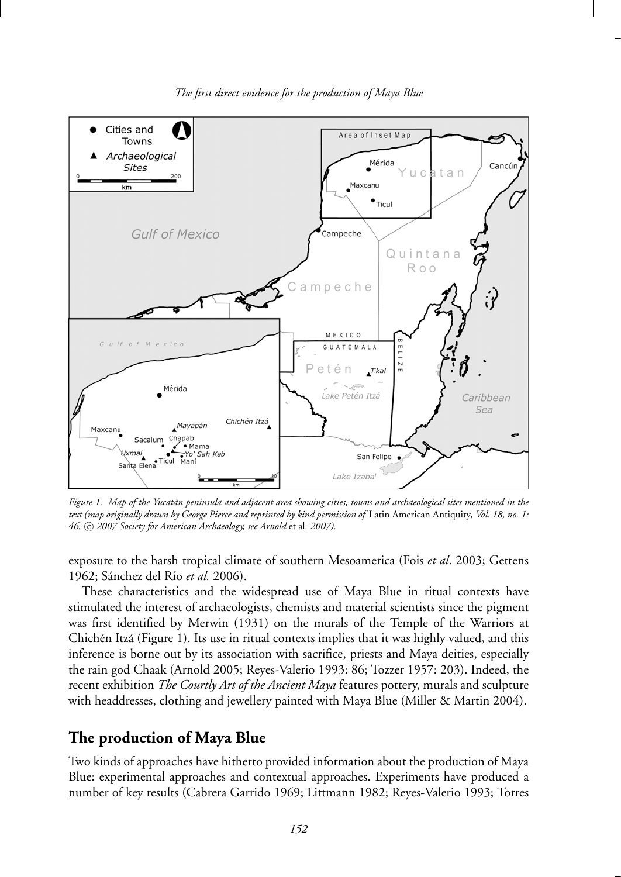Figure 1. Map of the Yucatán peninsula and adjacent area showing cities, towns and archaeological sites mentioned in the text (map originally drawn by George Pierce and reprinted by kind permission of *Latin American Antiquity*, Vol. 18, no. 1: 46, © 2007 Society for American Archaeology, see Arnold *et al.* 2007).

exposure to the harsh tropical climate of southern Mesoamerica (Fois *et al*. 2003; Gettens 1962; Sánchez del Río *et al.* 2006).

These characteristics and the widespread use of Maya Blue in ritual contexts have stimulated the interest of archaeologists, chemists and material scientists since the pigment was first identified by Merwin (1931) on the murals of the Temple of the Warriors at Chichén Itzá (Figure 1). Its use in ritual contexts implies that it was highly valued, and this inference is borne out by its association with sacrifice, priests and Maya deities, especially the rain god Chaak (Arnold 2005; Reyes-Valerio 1993: 86; Tozzer 1957: 203). Indeed, the recent exhibition *The Courtly Art of the Ancient Maya* features pottery, murals and sculpture with headdresses, clothing and jewellery painted with Maya Blue (Miller & Martin 2004).

## The production of Maya Blue

Two kinds of approaches have hitherto provided information about the production of Maya Blue: experimental approaches and contextual approaches. Experiments have produced a number of key results (Cabrera Garrido 1969; Littmann 1982; Reyes-Valerio 1993; Torres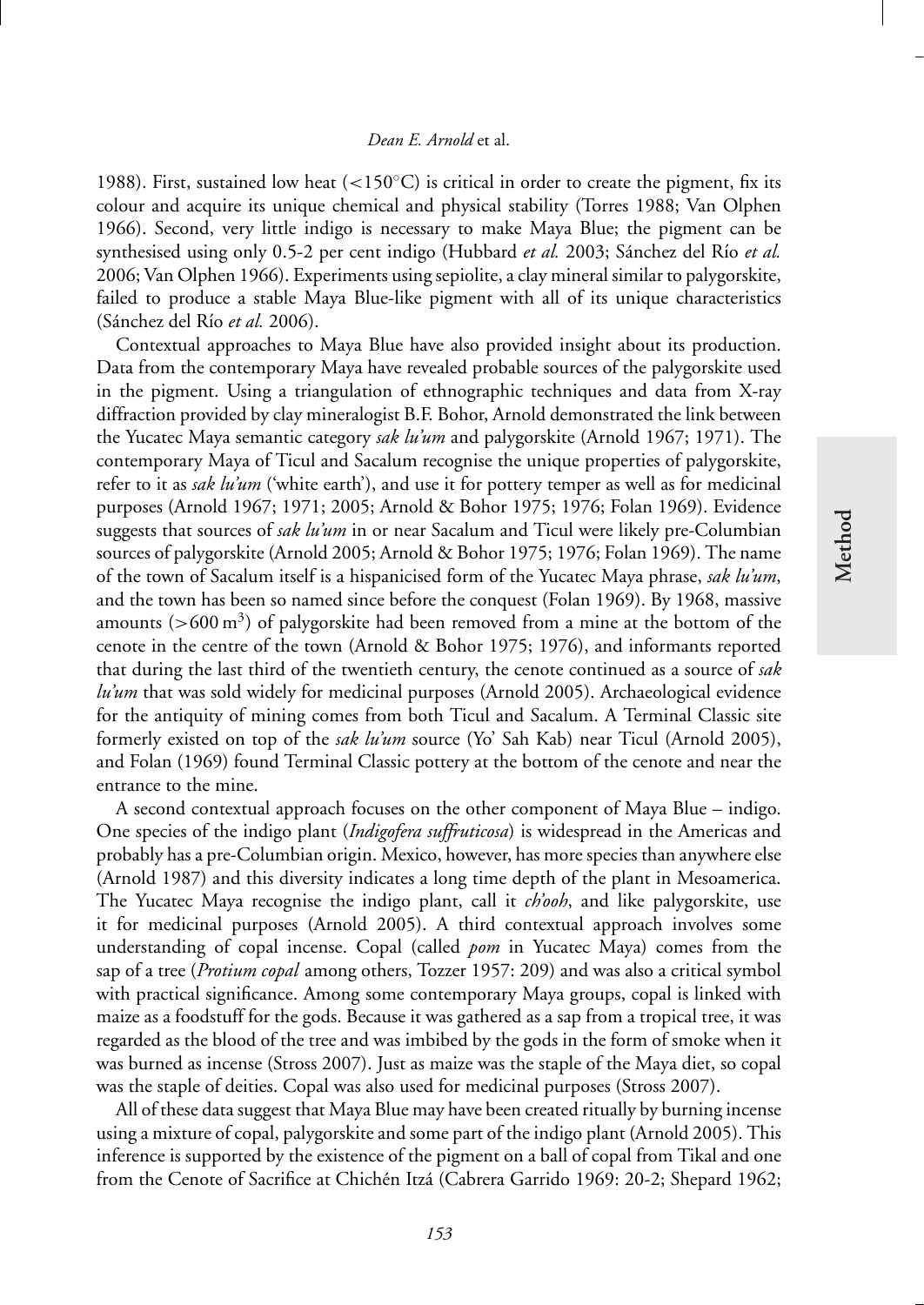1988). First, sustained low heat (<150°C) is critical in order to create the pigment, fix its colour and acquire its unique chemical and physical stability (Torres 1988; Van Olphen 1966). Second, very little indigo is necessary to make Maya Blue; the pigment can be synthesised using only 0.5-2 per cent indigo (Hubbard *et al.* 2003; Sánchez del Río *et al.* 2006; Van Olphen 1966). Experiments using sepiolite, a clay mineral similar to palygorskite, failed to produce a stable Maya Blue-like pigment with all of its unique characteristics (Sánchez del Río *et al.* 2006).

Contextual approaches to Maya Blue have also provided insight about its production. Data from the contemporary Maya have revealed probable sources of the palygorskite used in the pigment. Using a triangulation of ethnographic techniques and data from X-ray diffraction provided by clay mineralogist B.F. Bohor, Arnold demonstrated the link between the Yucatec Maya semantic category *sak lu'um* and palygorskite (Arnold 1967; 1971). The contemporary Maya of Ticul and Sacalum recognise the unique properties of palygorskite, refer to it as *sak lu'um* ('white earth'), and use it for pottery temper as well as for medicinal purposes (Arnold 1967; 1971; 2005; Arnold & Bohor 1975; 1976; Folan 1969). Evidence suggests that sources of *sak lu'um* in or near Sacalum and Ticul were likely pre-Columbian sources of palygorskite (Arnold 2005; Arnold & Bohor 1975; 1976; Folan 1969). The name of the town of Sacalum itself is a hispanicised form of the Yucatec Maya phrase, *sak lu'um*, and the town has been so named since before the conquest (Folan 1969). By 1968, massive amounts (>600 $m^3$) of palygorskite had been removed from a mine at the bottom of the cenote in the centre of the town (Arnold & Bohor 1975; 1976), and informants reported that during the last third of the twentieth century, the cenote continued as a source of *sak lu'um* that was sold widely for medicinal purposes (Arnold 2005). Archaeological evidence for the antiquity of mining comes from both Ticul and Sacalum. A Terminal Classic site formerly existed on top of the *sak lu'um* source (Yo' Sah Kab) near Ticul (Arnold 2005), and Folan (1969) found Terminal Classic pottery at the bottom of the cenote and near the entrance to the mine.

A second contextual approach focuses on the other component of Maya Blue – indigo. One species of the indigo plant (*Indigofera suffruticosa*) is widespread in the Americas and probably has a pre-Columbian origin. Mexico, however, has more species than anywhere else (Arnold 1987) and this diversity indicates a long time depth of the plant in Mesoamerica. The Yucatec Maya recognise the indigo plant, call it *ch'ooh*, and like palygorskite, use it for medicinal purposes (Arnold 2005). A third contextual approach involves some understanding of copal incense. Copal (called *pom* in Yucatec Maya) comes from the sap of a tree (*Protium copal* among others, Tozzer 1957: 209) and was also a critical symbol with practical significance. Among some contemporary Maya groups, copal is linked with maize as a foodstuff for the gods. Because it was gathered as a sap from a tropical tree, it was regarded as the blood of the tree and was imbibed by the gods in the form of smoke when it was burned as incense (Stross 2007). Just as maize was the staple of the Maya diet, so copal was the staple of deities. Copal was also used for medicinal purposes (Stross 2007).

All of these data suggest that Maya Blue may have been created ritually by burning incense using a mixture of copal, palygorskite and some part of the indigo plant (Arnold 2005). This inference is supported by the existence of the pigment on a ball of copal from Tikal and one from the Cenote of Sacrifice at Chichén Itzá (Cabrera Garrido 1969: 20-2; Shepard 1962;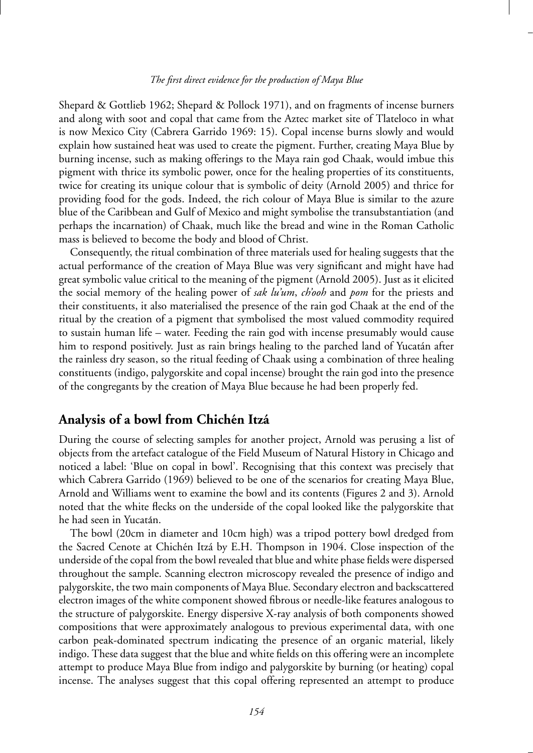Shepard & Gottlieb 1962; Shepard & Pollock 1971), and on fragments of incense burners and along with soot and copal that came from the Aztec market site of Tlateloco in what is now Mexico City (Cabrera Garrido 1969: 15). Copal incense burns slowly and would explain how sustained heat was used to create the pigment. Further, creating Maya Blue by burning incense, such as making offerings to the Maya rain god Chaak, would imbue this pigment with thrice its symbolic power, once for the healing properties of its constituents, twice for creating its unique colour that is symbolic of deity (Arnold 2005) and thrice for providing food for the gods. Indeed, the rich colour of Maya Blue is similar to the azure blue of the Caribbean and Gulf of Mexico and might symbolise the transubstantiation (and perhaps the incarnation) of Chaak, much like the bread and wine in the Roman Catholic mass is believed to become the body and blood of Christ.

Consequently, the ritual combination of three materials used for healing suggests that the actual performance of the creation of Maya Blue was very significant and might have had great symbolic value critical to the meaning of the pigment (Arnold 2005). Just as it elicited the social memory of the healing power of *sak lu'um*, *ch'ooh* and *pom* for the priests and their constituents, it also materialised the presence of the rain god Chaak at the end of the ritual by the creation of a pigment that symbolised the most valued commodity required to sustain human life – water. Feeding the rain god with incense presumably would cause him to respond positively. Just as rain brings healing to the parched land of Yucatán after the rainless dry season, so the ritual feeding of Chaak using a combination of three healing constituents (indigo, palygorskite and copal incense) brought the rain god into the presence of the congregants by the creation of Maya Blue because he had been properly fed.

## Analysis of a bowl from Chichén Itzá

During the course of selecting samples for another project, Arnold was perusing a list of objects from the artefact catalogue of the Field Museum of Natural History in Chicago and noticed a label: 'Blue on copal in bowl'. Recognising that this context was precisely that which Cabrera Garrido (1969) believed to be one of the scenarios for creating Maya Blue, Arnold and Williams went to examine the bowl and its contents (Figures 2 and 3). Arnold noted that the white flecks on the underside of the copal looked like the palygorskite that he had seen in Yucatán.

The bowl (20cm in diameter and 10cm high) was a tripod pottery bowl dredged from the Sacred Cenote at Chichén Itzá by E.H. Thompson in 1904. Close inspection of the underside of the copal from the bowl revealed that blue and white phase fields were dispersed throughout the sample. Scanning electron microscopy revealed the presence of indigo and palygorskite, the two main components of Maya Blue. Secondary electron and backscattered electron images of the white component showed fibrous or needle-like features analogous to the structure of palygorskite. Energy dispersive X-ray analysis of both components showed compositions that were approximately analogous to previous experimental data, with one carbon peak-dominated spectrum indicating the presence of an organic material, likely indigo. These data suggest that the blue and white fields on this offering were an incomplete attempt to produce Maya Blue from indigo and palygorskite by burning (or heating) copal incense. The analyses suggest that this copal offering represented an attempt to produce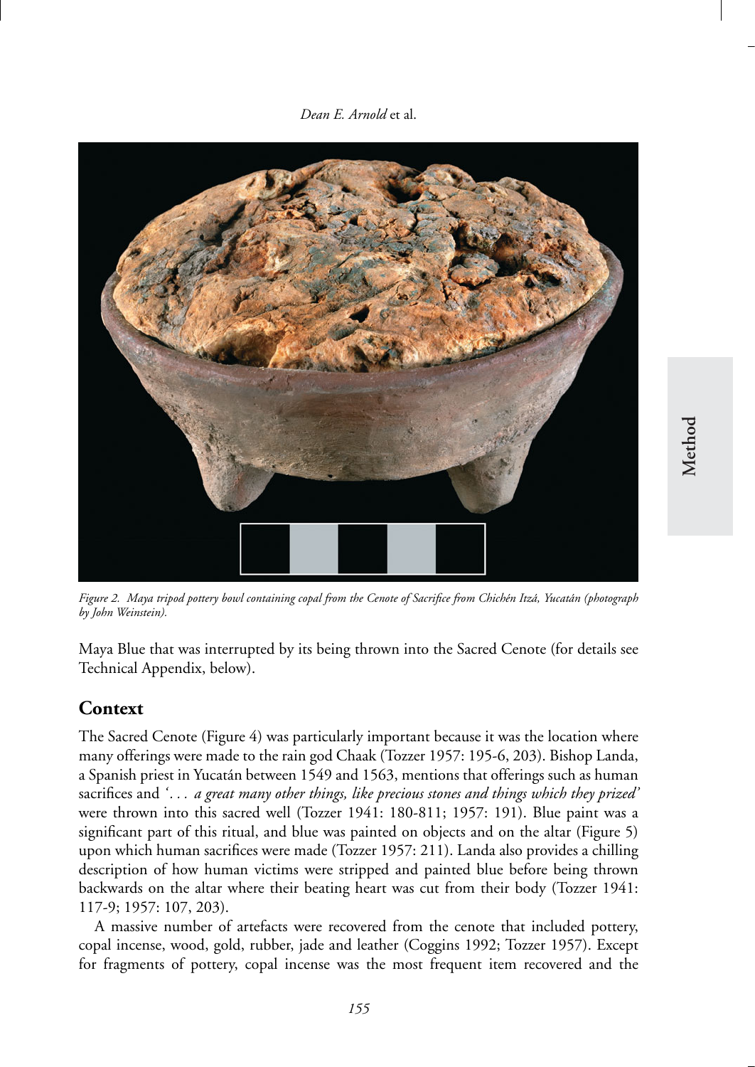*Figure 2. Maya tripod pottery bowl containing copal from the Cenote of Sacrifice from Chichén Itzá, Yucatán (photograph by John Weinstein).*

Maya Blue that was interrupted by its being thrown into the Sacred Cenote (for details see Technical Appendix, below).

## Context

The Sacred Cenote (Figure 4) was particularly important because it was the location where many offerings were made to the rain god Chaak (Tozzer 1957: 195-6, 203). Bishop Landa, a Spanish priest in Yucatán between 1549 and 1563, mentions that offerings such as human sacrifices and '*. . . a great many other things, like precious stones and things which they prized'* were thrown into this sacred well (Tozzer 1941: 180-811; 1957: 191). Blue paint was a significant part of this ritual, and blue was painted on objects and on the altar (Figure 5) upon which human sacrifices were made (Tozzer 1957: 211). Landa also provides a chilling description of how human victims were stripped and painted blue before being thrown backwards on the altar where their beating heart was cut from their body (Tozzer 1941: 117-9; 1957: 107, 203).

A massive number of artefacts were recovered from the cenote that included pottery, copal incense, wood, gold, rubber, jade and leather (Coggins 1992; Tozzer 1957). Except for fragments of pottery, copal incense was the most frequent item recovered and the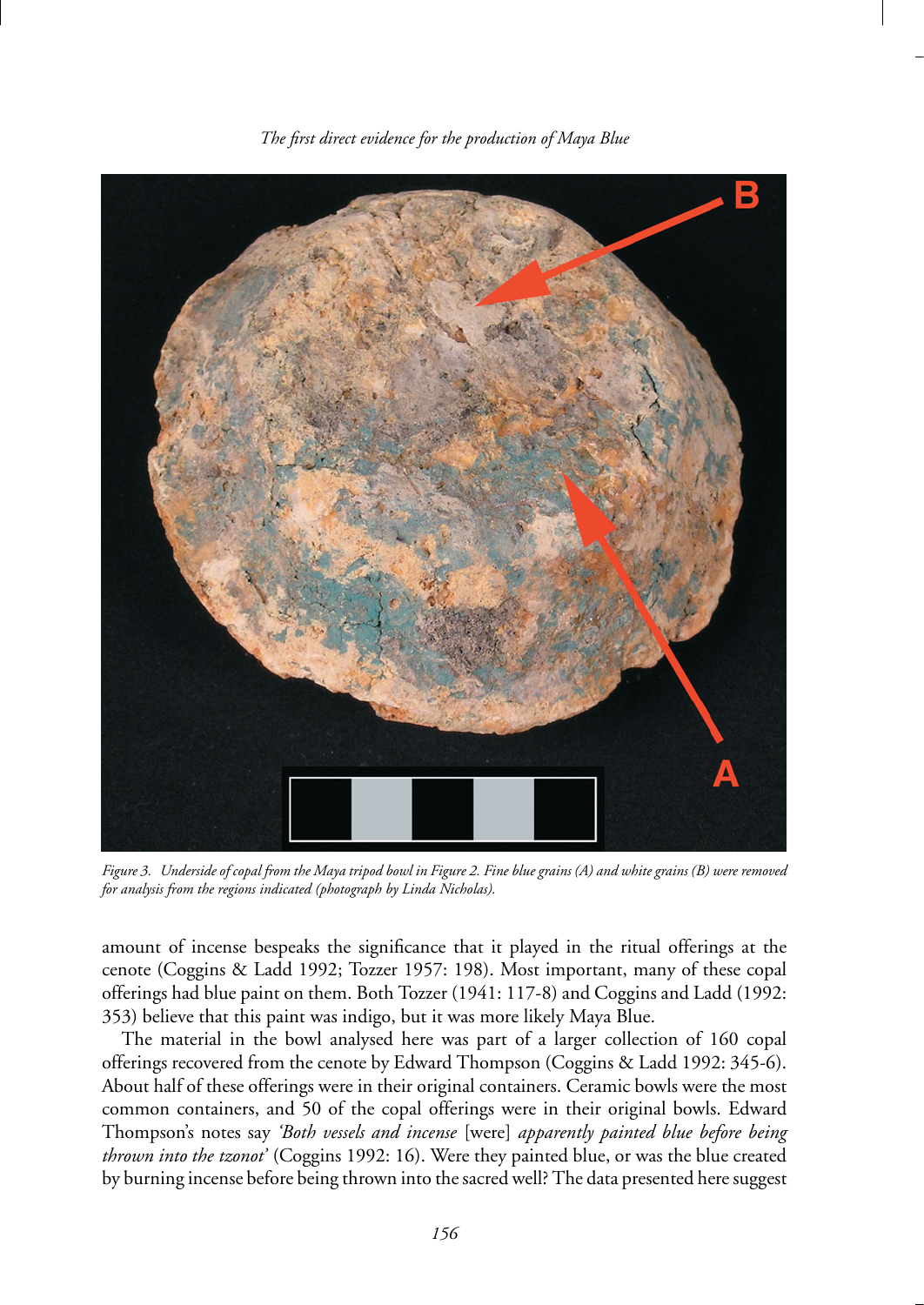*Figure 3. Underside of copal from the Maya tripod bowl in Figure 2. Fine blue grains (A) and white grains (B) were removed for analysis from the regions indicated (photograph by Linda Nicholas).*

amount of incense bespeaks the significance that it played in the ritual offerings at the cenote (Coggins & Ladd 1992; Tozzer 1957: 198). Most important, many of these copal offerings had blue paint on them. Both Tozzer (1941: 117-8) and Coggins and Ladd (1992: 353) believe that this paint was indigo, but it was more likely Maya Blue.

The material in the bowl analysed here was part of a larger collection of 160 copal offerings recovered from the cenote by Edward Thompson (Coggins & Ladd 1992: 345-6). About half of these offerings were in their original containers. Ceramic bowls were the most common containers, and 50 of the copal offerings were in their original bowls. Edward Thompson's notes say *'Both vessels and incense* [were] *apparently painted blue before being thrown into the tzonot'* (Coggins 1992: 16). Were they painted blue, or was the blue created by burning incense before being thrown into the sacred well? The data presented here suggest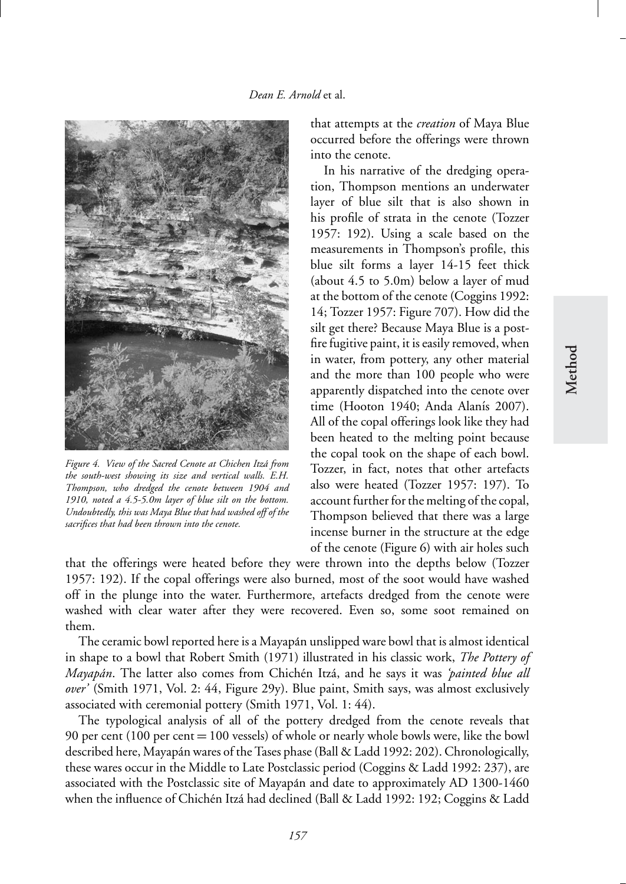*Figure 4. View of the Sacred Cenote at Chichen Itzá from the south-west showing its size and vertical walls. E.H. Thompson, who dredged the cenote between 1904 and 1910, noted a 4.5-5.0m layer of blue silt on the bottom. Undoubtedly, this was Maya Blue that had washed off of the sacrifices that had been thrown into the cenote.*

that attempts at the *creation* of Maya Blue occurred before the offerings were thrown into the cenote.

In his narrative of the dredging operation, Thompson mentions an underwater layer of blue silt that is also shown in his profile of strata in the cenote (Tozzer 1957: 192). Using a scale based on the measurements in Thompson's profile, this blue silt forms a layer 14-15 feet thick (about 4.5 to 5.0m) below a layer of mud at the bottom of the cenote (Coggins 1992: 14; Tozzer 1957: Figure 707). How did the silt get there? Because Maya Blue is a post-fire fugitive paint, it is easily removed, when in water, from pottery, any other material and the more than 100 people who were apparently dispatched into the cenote over time (Hooton 1940; Anda Alanís 2007). All of the copal offerings look like they had been heated to the melting point because the copal took on the shape of each bowl. Tozzer, in fact, notes that other artefacts also were heated (Tozzer 1957: 197). To account further for the melting of the copal, Thompson believed that there was a large incense burner in the structure at the edge of the cenote (Figure 6) with air holes such that the offerings were heated before they were thrown into the depths below (Tozzer 1957: 192). If the copal offerings were also burned, most of the soot would have washed off in the plunge into the water. Furthermore, artefacts dredged from the cenote were washed with clear water after they were recovered. Even so, some soot remained on them.

The ceramic bowl reported here is a Mayapán unslipped ware bowl that is almost identical in shape to a bowl that Robert Smith (1971) illustrated in his classic work, *The Pottery of Mayapán*. The latter also comes from Chichén Itzá, and he says it was *'painted blue all over'* (Smith 1971, Vol. 2: 44, Figure 29y). Blue paint, Smith says, was almost exclusively associated with ceremonial pottery (Smith 1971, Vol. 1: 44).

The typological analysis of all of the pottery dredged from the cenote reveals that 90 per cent (100 per cent = 100 vessels) of whole or nearly whole bowls were, like the bowl described here, Mayapán wares of the Tases phase (Ball & Ladd 1992: 202). Chronologically, these wares occur in the Middle to Late Postclassic period (Coggins & Ladd 1992: 237), are associated with the Postclassic site of Mayapán and date to approximately AD 1300-1460 when the influence of Chichén Itzá had declined (Ball & Ladd 1992: 192; Coggins & Ladd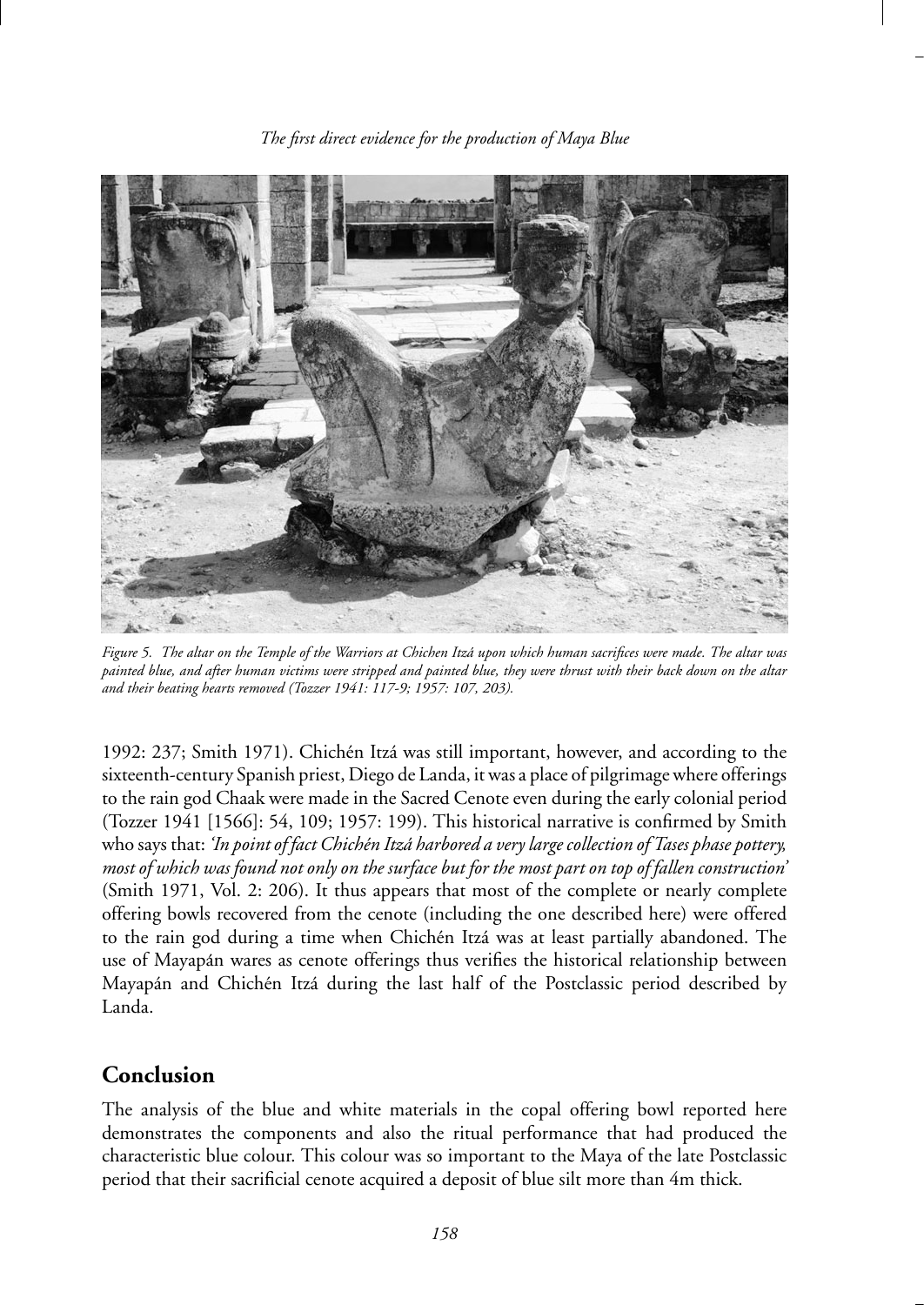*Figure 5. The altar on the Temple of the Warriors at Chichen Itzá upon which human sacrifices were made. The altar was painted blue, and after human victims were stripped and painted blue, they were thrust with their back down on the altar and their beating hearts removed (Tozzer 1941: 117-9; 1957: 107, 203).*

1992: 237; Smith 1971). Chichén Itzá was still important, however, and according to the sixteenth-century Spanish priest, Diego de Landa, it was a place of pilgrimage where offerings to the rain god Chaak were made in the Sacred Cenote even during the early colonial period (Tozzer 1941 [1566]: 54, 109; 1957: 199). This historical narrative is confirmed by Smith who says that: *'In point of fact Chichén Itzá harbored a very large collection of Tases phase pottery, most of which was found not only on the surface but for the most part on top of fallen construction'* (Smith 1971, Vol. 2: 206). It thus appears that most of the complete or nearly complete offering bowls recovered from the cenote (including the one described here) were offered to the rain god during a time when Chichén Itzá was at least partially abandoned. The use of Mayapán wares as cenote offerings thus verifies the historical relationship between Mayapán and Chichén Itzá during the last half of the Postclassic period described by Landa.

## Conclusion

The analysis of the blue and white materials in the copal offering bowl reported here demonstrates the components and also the ritual performance that had produced the characteristic blue colour. This colour was so important to the Maya of the late Postclassic period that their sacrificial cenote acquired a deposit of blue silt more than 4m thick.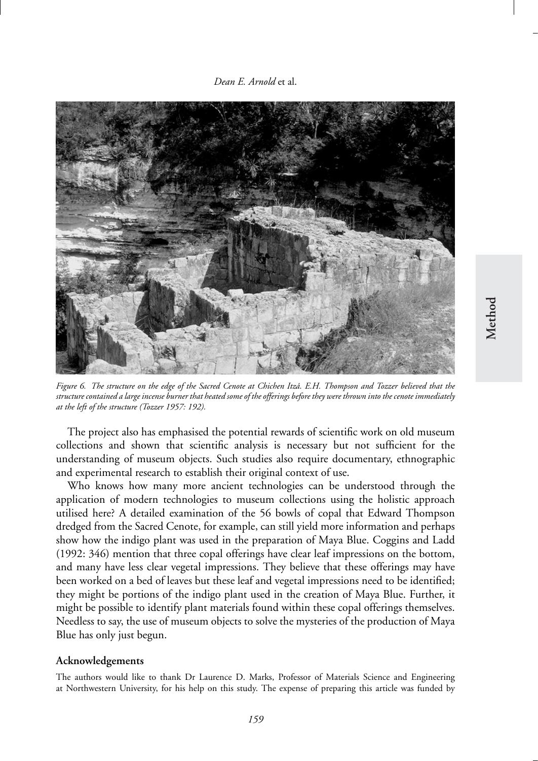*Figure 6. The structure on the edge of the Sacred Cenote at Chichen Itzá. E.H. Thompson and Tozzer believed that the structure contained a large incense burner that heated some of the offerings before they were thrown into the cenote immediately at the left of the structure (Tozzer 1957: 192).*

The project also has emphasised the potential rewards of scientific work on old museum collections and shown that scientific analysis is necessary but not sufficient for the understanding of museum objects. Such studies also require documentary, ethnographic and experimental research to establish their original context of use.

Who knows how many more ancient technologies can be understood through the application of modern technologies to museum collections using the holistic approach utilised here? A detailed examination of the 56 bowls of copal that Edward Thompson dredged from the Sacred Cenote, for example, can still yield more information and perhaps show how the indigo plant was used in the preparation of Maya Blue. Coggins and Ladd (1992: 346) mention that three copal offerings have clear leaf impressions on the bottom, and many have less clear vegetal impressions. They believe that these offerings may have been worked on a bed of leaves but these leaf and vegetal impressions need to be identified; they might be portions of the indigo plant used in the creation of Maya Blue. Further, it might be possible to identify plant materials found within these copal offerings themselves. Needless to say, the use of museum objects to solve the mysteries of the production of Maya Blue has only just begun.

### Acknowledgements

The authors would like to thank Dr Laurence D. Marks, Professor of Materials Science and Engineering at Northwestern University, for his help on this study. The expense of preparing this article was funded by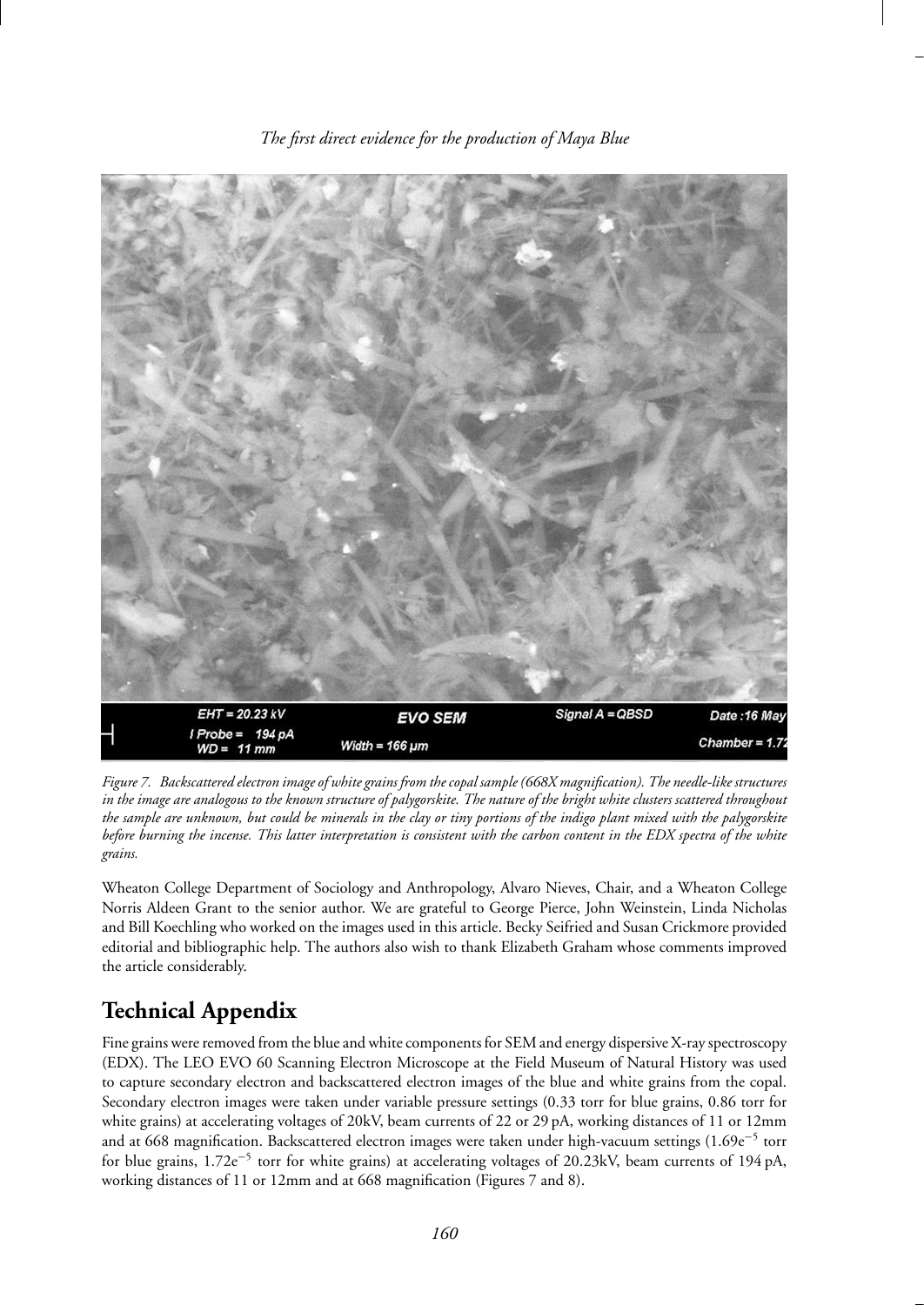*Figure 7. Backscattered electron image of white grains from the copal sample (668X magnification). The needle-like structures in the image are analogous to the known structure of palygorskite. The nature of the bright white clusters scattered throughout the sample are unknown, but could be minerals in the clay or tiny portions of the indigo plant mixed with the palygorskite before burning the incense. This latter interpretation is consistent with the carbon content in the EDX spectra of the white grains.*

Wheaton College Department of Sociology and Anthropology, Alvaro Nieves, Chair, and a Wheaton College Norris Aldeen Grant to the senior author. We are grateful to George Pierce, John Weinstein, Linda Nicholas and Bill Koechling who worked on the images used in this article. Becky Seifried and Susan Crickmore provided editorial and bibliographic help. The authors also wish to thank Elizabeth Graham whose comments improved the article considerably.

## Technical Appendix

Fine grains were removed from the blue and white components for SEM and energy dispersive X-ray spectroscopy (EDX). The LEO EVO 60 Scanning Electron Microscope at the Field Museum of Natural History was used to capture secondary electron and backscattered electron images of the blue and white grains from the copal. Secondary electron images were taken under variable pressure settings (0.33 torr for blue grains, 0.86 torr for white grains) at accelerating voltages of 20kV, beam currents of 22 or 29 pA, working distances of 11 or 12mm and at 668 magnification. Backscattered electron images were taken under high-vacuum settings ($1.69e^{-5}$ torr for blue grains, $1.72e^{-5}$ torr for white grains) at accelerating voltages of 20.23kV, beam currents of 194 pA, working distances of 11 or 12mm and at 668 magnification (Figures 7 and 8).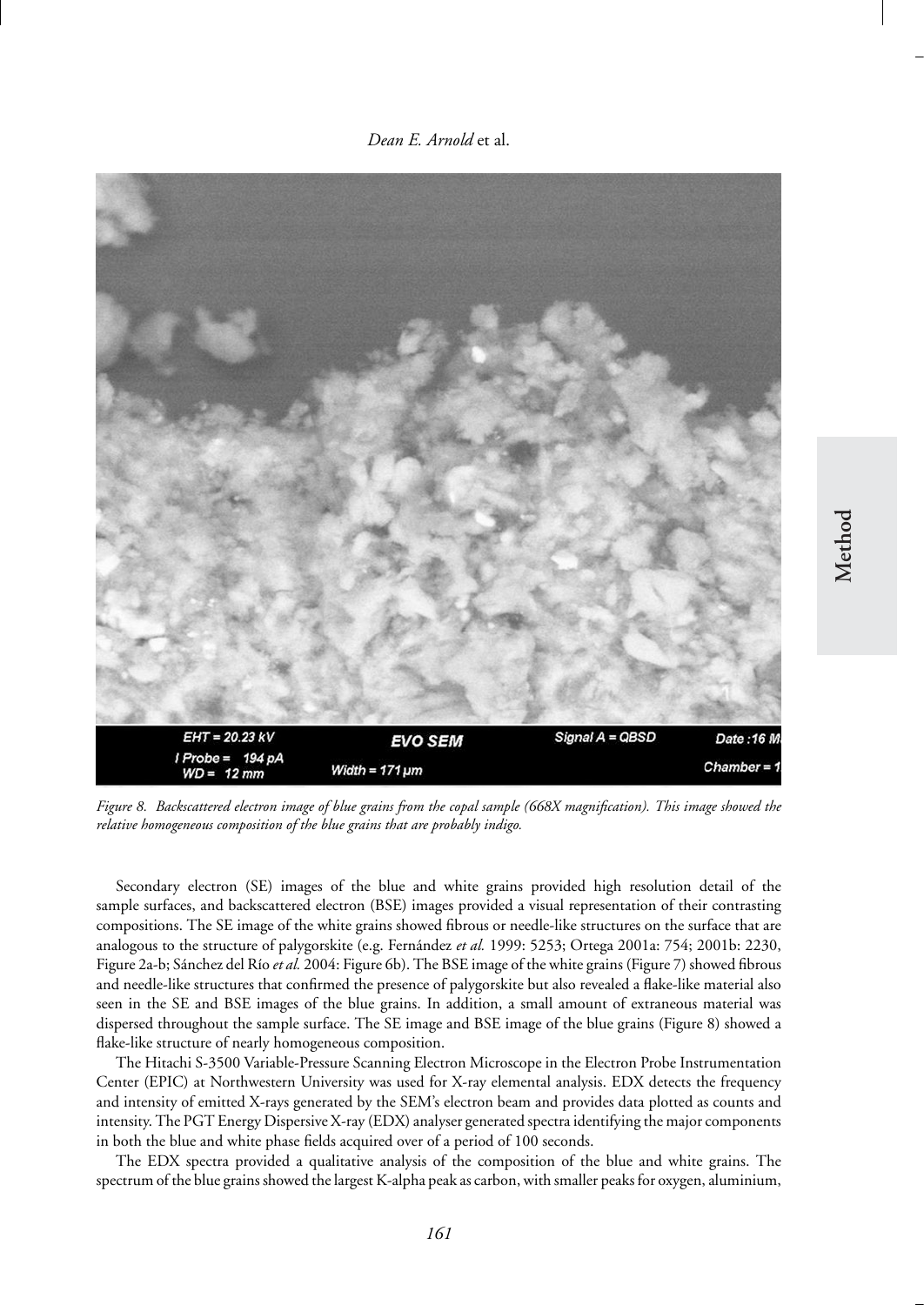*Figure 8. Backscattered electron image of blue grains from the copal sample (668X magnification). This image showed the relative homogeneous composition of the blue grains that are probably indigo.*

Secondary electron (SE) images of the blue and white grains provided high resolution detail of the sample surfaces, and backscattered electron (BSE) images provided a visual representation of their contrasting compositions. The SE image of the white grains showed fibrous or needle-like structures on the surface that are analogous to the structure of palygorskite (e.g. Fernández *et al.* 1999: 5253; Ortega 2001a: 754; 2001b: 2230, Figure 2a-b; Sánchez del Río *et al.* 2004: Figure 6b). The BSE image of the white grains (Figure 7) showed fibrous and needle-like structures that confirmed the presence of palygorskite but also revealed a flake-like material also seen in the SE and BSE images of the blue grains. In addition, a small amount of extraneous material was dispersed throughout the sample surface. The SE image and BSE image of the blue grains (Figure 8) showed a flake-like structure of nearly homogeneous composition.

The Hitachi S-3500 Variable-Pressure Scanning Electron Microscope in the Electron Probe Instrumentation Center (EPIC) at Northwestern University was used for X-ray elemental analysis. EDX detects the frequency and intensity of emitted X-rays generated by the SEM's electron beam and provides data plotted as counts and intensity. The PGT Energy Dispersive X-ray (EDX) analyser generated spectra identifying the major components in both the blue and white phase fields acquired over of a period of 100 seconds.

The EDX spectra provided a qualitative analysis of the composition of the blue and white grains. The spectrum of the blue grains showed the largest K-alpha peak as carbon, with smaller peaks for oxygen, aluminium,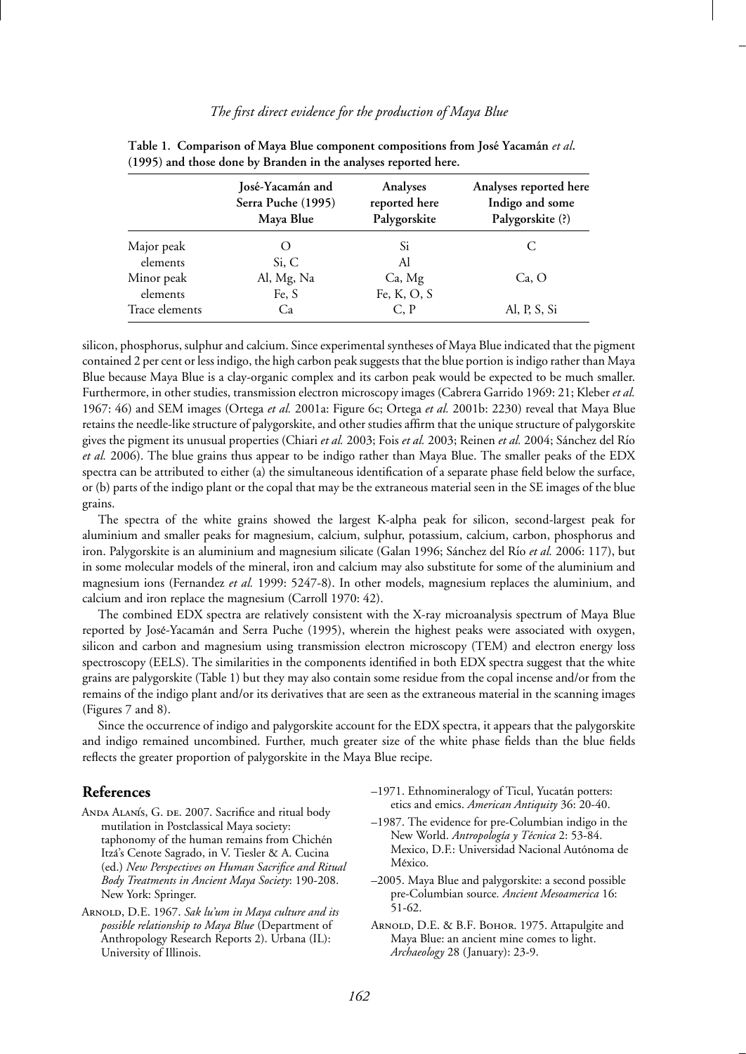**Table 1. Comparison of Maya Blue component compositions from José Yacamán *et al*. (1995) and those done by Branden in the analyses reported here.**

| | José-Yacamán and Serra Puche (1995) Maya Blue | Analyses reported here Palygorskite | Analyses reported here Indigo and some Palygorskite (?) |
|---|---|---|---|
| Major peak elements | O<br>Si, C | Si<br>Al | C |
| Minor peak elements | Al, Mg, Na<br>Fe, S | Ca, Mg<br>Fe, K, O, S | Ca, O |
| Trace elements | Ca | C, P | Al, P, S, Si |

silicon, phosphorus, sulphur and calcium. Since experimental syntheses of Maya Blue indicated that the pigment contained 2 per cent or less indigo, the high carbon peak suggests that the blue portion is indigo rather than Maya Blue because Maya Blue is a clay-organic complex and its carbon peak would be expected to be much smaller. Furthermore, in other studies, transmission electron microscopy images (Cabrera Garrido 1969: 21; Kleber *et al.* 1967: 46) and SEM images (Ortega *et al.* 2001a: Figure 6c; Ortega *et al.* 2001b: 2230) reveal that Maya Blue retains the needle-like structure of palygorskite, and other studies affirm that the unique structure of palygorskite gives the pigment its unusual properties (Chiari *et al.* 2003; Fois *et al.* 2003; Reinen *et al.* 2004; Sánchez del Río *et al.* 2006). The blue grains thus appear to be indigo rather than Maya Blue. The smaller peaks of the EDX spectra can be attributed to either (a) the simultaneous identification of a separate phase field below the surface, or (b) parts of the indigo plant or the copal that may be the extraneous material seen in the SE images of the blue grains.

The spectra of the white grains showed the largest K-alpha peak for silicon, second-largest peak for aluminium and smaller peaks for magnesium, calcium, sulphur, potassium, calcium, carbon, phosphorus and iron. Palygorskite is an aluminium and magnesium silicate (Galan 1996; Sánchez del Río *et al.* 2006: 117), but in some molecular models of the mineral, iron and calcium may also substitute for some of the aluminium and magnesium ions (Fernandez *et al.* 1999: 5247-8). In other models, magnesium replaces the aluminium, and calcium and iron replace the magnesium (Carroll 1970: 42).

The combined EDX spectra are relatively consistent with the X-ray microanalysis spectrum of Maya Blue reported by José-Yacamán and Serra Puche (1995), wherein the highest peaks were associated with oxygen, silicon and carbon and magnesium using transmission electron microscopy (TEM) and electron energy loss spectroscopy (EELS). The similarities in the components identified in both EDX spectra suggest that the white grains are palygorskite (Table 1) but they may also contain some residue from the copal incense and/or from the remains of the indigo plant and/or its derivatives that are seen as the extraneous material in the scanning images (Figures 7 and 8).

Since the occurrence of indigo and palygorskite account for the EDX spectra, it appears that the palygorskite and indigo remained uncombined. Further, much greater size of the white phase fields than the blue fields reflects the greater proportion of palygorskite in the Maya Blue recipe.

## References

Anda Alanís, G. de. 2007. Sacrifice and ritual body mutilation in Postclassical Maya society: taphonomy of the human remains from Chichén Itzá's Cenote Sagrado, in V. Tiesler & A. Cucina (ed.) *New Perspectives on Human Sacrifice and Ritual Body Treatments in Ancient Maya Society*: 190-208. New York: Springer.

Arnold, D.E. 1967. *Sak lu'um in Maya culture and its possible relationship to Maya Blue* (Department of Anthropology Research Reports 2). Urbana (IL): University of Illinois.

–1971. Ethnomineralogy of Ticul, Yucatán potters: etics and emics. *American Antiquity* 36: 20-40.

–1987. The evidence for pre-Columbian indigo in the New World. *Antropología y Técnica* 2: 53-84. Mexico, D.F.: Universidad Nacional Autónoma de México.

–2005. Maya Blue and palygorskite: a second possible pre-Columbian source. *Ancient Mesoamerica* 16: 51-62.

Arnold, D.E. & B.F. Bohor. 1975. Attapulgite and Maya Blue: an ancient mine comes to light. *Archaeology* 28 (January): 23-9.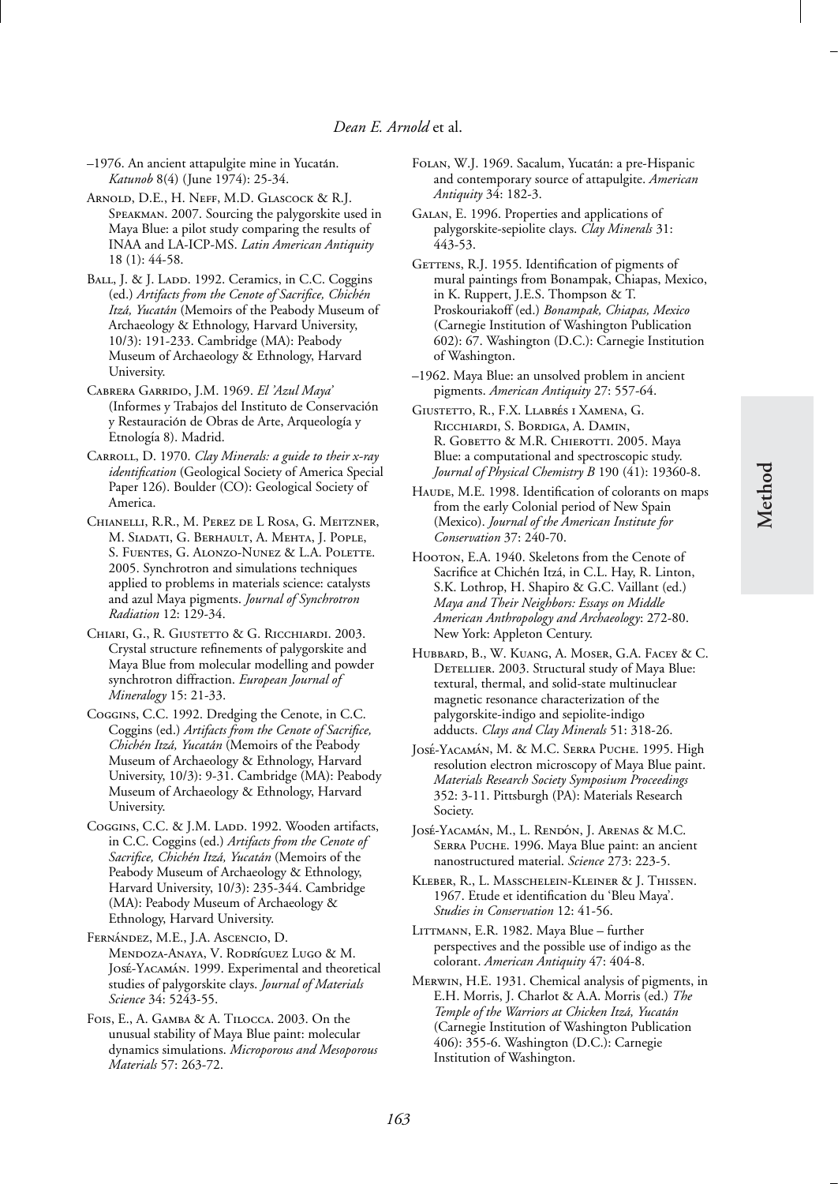–1976. An ancient attapulgite mine in Yucatán. *Katunob* 8(4) (June 1974): 25-34.

Arnold, D.E., H. Neff, M.D. Glascock & R.J. Speakman. 2007. Sourcing the palygorskite used in Maya Blue: a pilot study comparing the results of INAA and LA-ICP-MS. *Latin American Antiquity* 18 (1): 44-58.

Ball, J. & J. Ladd. 1992. Ceramics, in C.C. Coggins (ed.) *Artifacts from the Cenote of Sacrifice, Chichén Itzá, Yucatán* (Memoirs of the Peabody Museum of Archaeology & Ethnology, Harvard University, 10/3): 191-233. Cambridge (MA): Peabody Museum of Archaeology & Ethnology, Harvard University.

Cabrera Garrido, J.M. 1969. *El 'Azul Maya'* (Informes y Trabajos del Instituto de Conservación y Restauración de Obras de Arte, Arqueología y Etnología 8). Madrid.

Carroll, D. 1970. *Clay Minerals: a guide to their x-ray identification* (Geological Society of America Special Paper 126). Boulder (CO): Geological Society of America.

Chianelli, R.R., M. Perez de L Rosa, G. Meitzner, M. Siadati, G. Berhault, A. Mehta, J. Pople, S. Fuentes, G. Alonzo-Nunez & L.A. Polette. 2005. Synchrotron and simulations techniques applied to problems in materials science: catalysts and azul Maya pigments. *Journal of Synchrotron Radiation* 12: 129-34.

Chiari, G., R. Giustetto & G. Ricchiardi. 2003. Crystal structure refinements of palygorskite and Maya Blue from molecular modelling and powder synchrotron diffraction. *European Journal of Mineralogy* 15: 21-33.

Coggins, C.C. 1992. Dredging the Cenote, in C.C. Coggins (ed.) *Artifacts from the Cenote of Sacrifice, Chichén Itzá, Yucatán* (Memoirs of the Peabody Museum of Archaeology & Ethnology, Harvard University, 10/3): 9-31. Cambridge (MA): Peabody Museum of Archaeology & Ethnology, Harvard University.

Coggins, C.C. & J.M. Ladd. 1992. Wooden artifacts, in C.C. Coggins (ed.) *Artifacts from the Cenote of Sacrifice, Chichén Itzá, Yucatán* (Memoirs of the Peabody Museum of Archaeology & Ethnology, Harvard University, 10/3): 235-344. Cambridge (MA): Peabody Museum of Archaeology & Ethnology, Harvard University.

Fernández, M.E., J.A. Ascencio, D. Mendoza-Anaya, V. Rodríguez Lugo & M. José-Yacamán. 1999. Experimental and theoretical studies of palygorskite clays. *Journal of Materials Science* 34: 5243-55.

Fois, E., A. Gamba & A. Tilocca. 2003. On the unusual stability of Maya Blue paint: molecular dynamics simulations. *Microporous and Mesoporous Materials* 57: 263-72.

Folan, W.J. 1969. Sacalum, Yucatán: a pre-Hispanic and contemporary source of attapulgite. *American Antiquity* 34: 182-3.

Galan, E. 1996. Properties and applications of palygorskite-sepiolite clays. *Clay Minerals* 31: 443-53.

Gettens, R.J. 1955. Identification of pigments of mural paintings from Bonampak, Chiapas, Mexico, in K. Ruppert, J.E.S. Thompson & T. Proskouriakoff (ed.) *Bonampak, Chiapas, Mexico* (Carnegie Institution of Washington Publication 602): 67. Washington (D.C.): Carnegie Institution of Washington.

–1962. Maya Blue: an unsolved problem in ancient pigments. *American Antiquity* 27: 557-64.

Giustetto, R., F.X. Llabrés i Xamena, G. Ricchiardi, S. Bordiga, A. Damin, R. Gobetto & M.R. Chierotti. 2005. Maya Blue: a computational and spectroscopic study. *Journal of Physical Chemistry B* 190 (41): 19360-8.

Haude, M.E. 1998. Identification of colorants on maps from the early Colonial period of New Spain (Mexico). *Journal of the American Institute for Conservation* 37: 240-70.

Hooton, E.A. 1940. Skeletons from the Cenote of Sacrifice at Chichén Itzá, in C.L. Hay, R. Linton, S.K. Lothrop, H. Shapiro & G.C. Vaillant (ed.) *Maya and Their Neighbors: Essays on Middle American Anthropology and Archaeology*: 272-80. New York: Appleton Century.

Hubbard, B., W. Kuang, A. Moser, G.A. Facey & C. Detellier. 2003. Structural study of Maya Blue: textural, thermal, and solid-state multinuclear magnetic resonance characterization of the palygorskite-indigo and sepiolite-indigo adducts. *Clays and Clay Minerals* 51: 318-26.

José-Yacamán, M. & M.C. Serra Puche. 1995. High resolution electron microscopy of Maya Blue paint. *Materials Research Society Symposium Proceedings* 352: 3-11. Pittsburgh (PA): Materials Research Society.

José-Yacamán, M., L. Rendón, J. Arenas & M.C. Serra Puche. 1996. Maya Blue paint: an ancient nanostructured material. *Science* 273: 223-5.

Kleber, R., L. Masschelein-Kleiner & J. Thissen. 1967. Etude et identification du 'Bleu Maya'. *Studies in Conservation* 12: 41-56.

Littmann, E.R. 1982. Maya Blue – further perspectives and the possible use of indigo as the colorant. *American Antiquity* 47: 404-8.

Merwin, H.E. 1931. Chemical analysis of pigments, in E.H. Morris, J. Charlot & A.A. Morris (ed.) *The Temple of the Warriors at Chicken Itzá, Yucatán* (Carnegie Institution of Washington Publication 406): 355-6. Washington (D.C.): Carnegie Institution of Washington.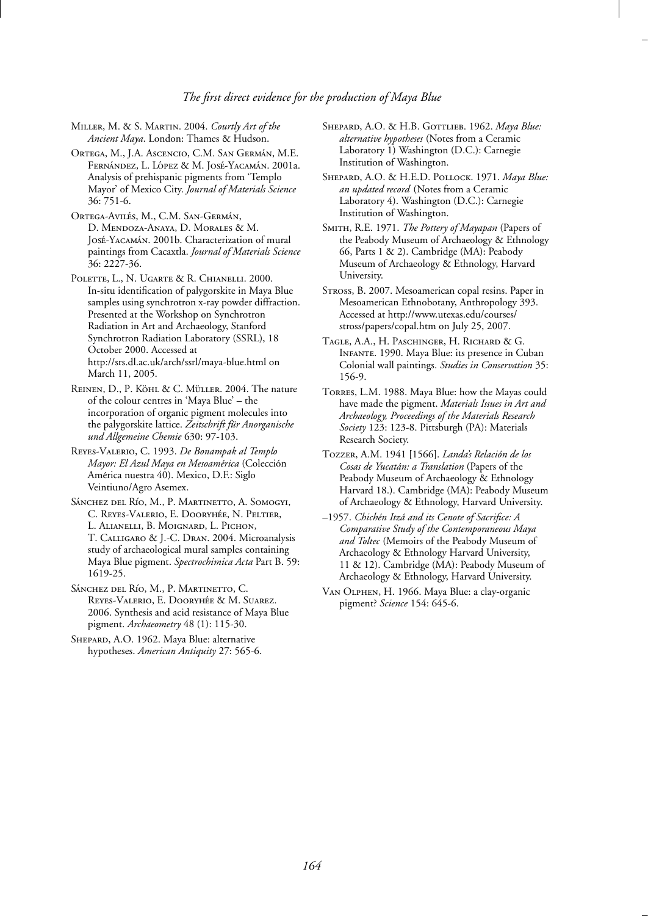Miller, M. & S. Martin. 2004. *Courtly Art of the Ancient Maya*. London: Thames & Hudson.

Ortega, M., J.A. Ascencio, C.M. San Germán, M.E. Fernández, L. López & M. José-Yacamán. 2001a. Analysis of prehispanic pigments from 'Templo Mayor' of Mexico City. *Journal of Materials Science* 36: 751-6.

Ortega-Avilés, M., C.M. San-Germán, D. Mendoza-Anaya, D. Morales & M. José-Yacamán. 2001b. Characterization of mural paintings from Cacaxtla. *Journal of Materials Science* 36: 2227-36.

Polette, L., N. Ugarte & R. Chianelli. 2000. In-situ identification of palygorskite in Maya Blue samples using synchrotron x-ray powder diffraction. Presented at the Workshop on Synchrotron Radiation in Art and Archaeology, Stanford Synchrotron Radiation Laboratory (SSRL), 18 October 2000. Accessed at http://srs.dl.ac.uk/arch/ssrl/maya-blue.html on March 11, 2005.

Reinen, D., P. Köhl & C. Müller. 2004. The nature of the colour centres in 'Maya Blue' – the incorporation of organic pigment molecules into the palygorskite lattice. *Zeitschrift für Anorganische und Allgemeine Chemie* 630: 97-103.

Reyes-Valerio, C. 1993. *De Bonampak al Templo Mayor: El Azul Maya en Mesoamérica* (Colección América nuestra 40). Mexico, D.F.: Siglo Veintiuno/Agro Asemex.

Sánchez del Río, M., P. Martinetto, A. Somogyi, C. Reyes-Valerio, E. Dooryhée, N. Peltier, L. Alianelli, B. Moignard, L. Pichon, T. Calligaro & J.-C. Dran. 2004. Microanalysis study of archaeological mural samples containing Maya Blue pigment. *Spectrochimica Acta* Part B. 59: 1619-25.

Sánchez del Río, M., P. Martinetto, C. Reyes-Valerio, E. Dooryhée & M. Suarez. 2006. Synthesis and acid resistance of Maya Blue pigment. *Archaeometry* 48 (1): 115-30.

Shepard, A.O. 1962. Maya Blue: alternative hypotheses. *American Antiquity* 27: 565-6.

Shepard, A.O. & H.B. Gottlieb. 1962. *Maya Blue: alternative hypotheses* (Notes from a Ceramic Laboratory 1) Washington (D.C.): Carnegie Institution of Washington.

Shepard, A.O. & H.E.D. Pollock. 1971. *Maya Blue: an updated record* (Notes from a Ceramic Laboratory 4). Washington (D.C.): Carnegie Institution of Washington.

Smith, R.E. 1971. *The Pottery of Mayapan* (Papers of the Peabody Museum of Archaeology & Ethnology 66, Parts 1 & 2). Cambridge (MA): Peabody Museum of Archaeology & Ethnology, Harvard University.

Stross, B. 2007. Mesoamerican copal resins. Paper in Mesoamerican Ethnobotany, Anthropology 393. Accessed at http://www.utexas.edu/courses/stross/papers/copal.htm on July 25, 2007.

Tagle, A.A., H. Paschinger, H. Richard & G. Infante. 1990. Maya Blue: its presence in Cuban Colonial wall paintings. *Studies in Conservation* 35: 156-9.

Torres, L.M. 1988. Maya Blue: how the Mayas could have made the pigment. *Materials Issues in Art and Archaeology, Proceedings of the Materials Research Society* 123: 123-8. Pittsburgh (PA): Materials Research Society.

Tozzer, A.M. 1941 [1566]. *Landa's Relación de los Cosas de Yucatán: a Translation* (Papers of the Peabody Museum of Archaeology & Ethnology Harvard 18.). Cambridge (MA): Peabody Museum of Archaeology & Ethnology, Harvard University.

–1957. *Chichén Itzá and its Cenote of Sacrifice: A Comparative Study of the Contemporaneous Maya and Toltec* (Memoirs of the Peabody Museum of Archaeology & Ethnology Harvard University, 11 & 12). Cambridge (MA): Peabody Museum of Archaeology & Ethnology, Harvard University.

Van Olphen, H. 1966. Maya Blue: a clay-organic pigment? *Science* 154: 645-6.